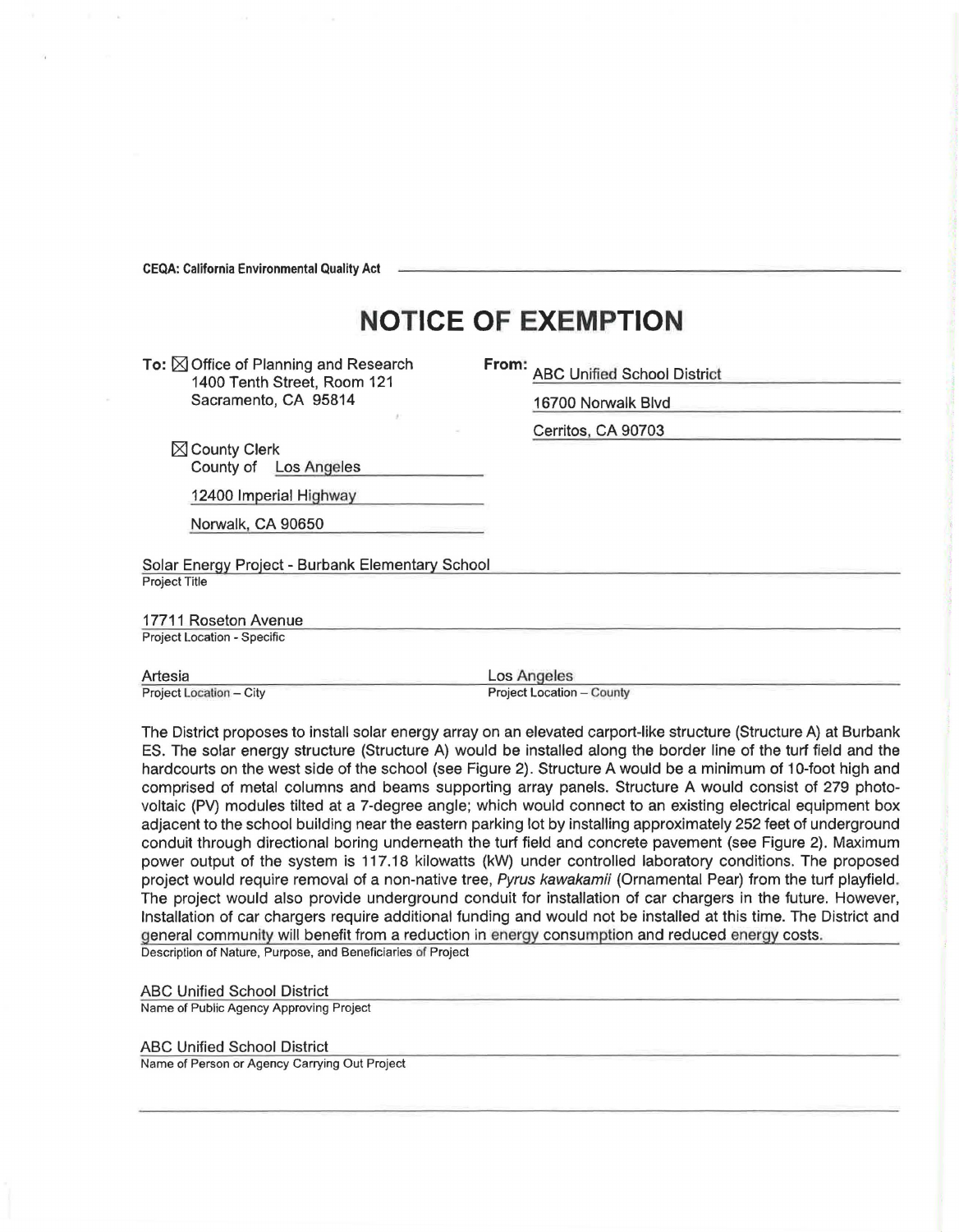CEQA: California Environmental Quality Act

# NOTICE OF EXEMPTION

**To:** ☒ Office of Planning and Research
1400 Tenth Street, Room 121
Sacramento, CA 95814

☒ County Clerk
County of Los Angeles
12400 Imperial Highway
Norwalk, CA 90650

**From:** ABC Unified School District
16700 Norwalk Blvd
Cerritos, CA 90703

Solar Energy Project - Burbank Elementary School
Project Title

17711 Roseton Avenue
Project Location - Specific

Artesia
Project Location – City

Los Angeles
Project Location – County

The District proposes to install solar energy array on an elevated carport-like structure (Structure A) at Burbank ES. The solar energy structure (Structure A) would be installed along the border line of the turf field and the hardcourts on the west side of the school (see Figure 2). Structure A would be a minimum of 10-foot high and comprised of metal columns and beams supporting array panels. Structure A would consist of 279 photo-voltaic (PV) modules tilted at a 7-degree angle; which would connect to an existing electrical equipment box adjacent to the school building near the eastern parking lot by installing approximately 252 feet of underground conduit through directional boring underneath the turf field and concrete pavement (see Figure 2). Maximum power output of the system is 117.18 kilowatts (kW) under controlled laboratory conditions. The proposed project would require removal of a non-native tree, *Pyrus kawakamii* (Ornamental Pear) from the turf playfield. The project would also provide underground conduit for installation of car chargers in the future. However, Installation of car chargers require additional funding and would not be installed at this time. The District and general community will benefit from a reduction in energy consumption and reduced energy costs.
Description of Nature, Purpose, and Beneficiaries of Project

ABC Unified School District
Name of Public Agency Approving Project

ABC Unified School District
Name of Person or Agency Carrying Out Project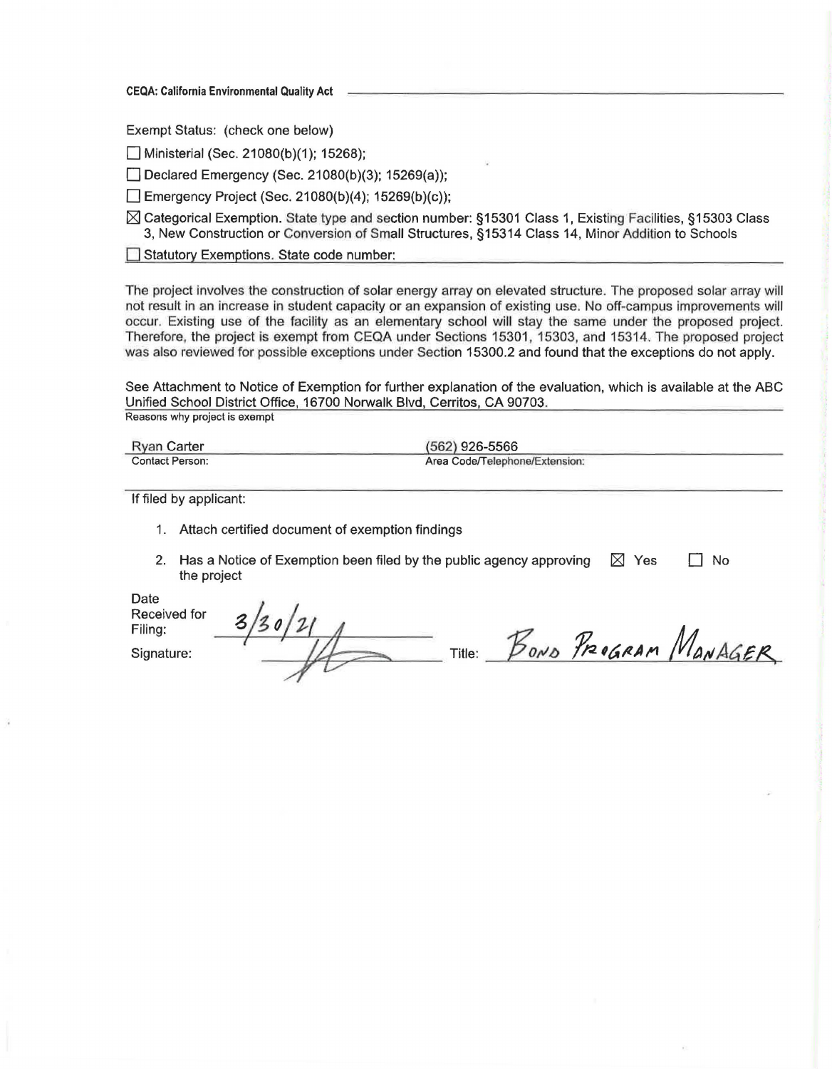**CEQA: California Environmental Quality Act**

Exempt Status: (check one below)

☐ Ministerial (Sec. 21080(b)(1); 15268);

☐ Declared Emergency (Sec. 21080(b)(3); 15269(a));

☐ Emergency Project (Sec. 21080(b)(4); 15269(b)(c));

☒ Categorical Exemption. State type and section number: §15301 Class 1, Existing Facilities, §15303 Class 3, New Construction or Conversion of Small Structures, §15314 Class 14, Minor Addition to Schools

☐ Statutory Exemptions. State code number:

The project involves the construction of solar energy array on elevated structure. The proposed solar array will not result in an increase in student capacity or an expansion of existing use. No off-campus improvements will occur. Existing use of the facility as an elementary school will stay the same under the proposed project. Therefore, the project is exempt from CEQA under Sections 15301, 15303, and 15314. The proposed project was also reviewed for possible exceptions under Section 15300.2 and found that the exceptions do not apply.

See Attachment to Notice of Exemption for further explanation of the evaluation, which is available at the ABC Unified School District Office, 16700 Norwalk Blvd, Cerritos, CA 90703.

Reasons why project is exempt

| Ryan Carter | (562) 926-5566 |
|---|---|
| Contact Person: | Area Code/Telephone/Extension: |

If filed by applicant:

1. Attach certified document of exemption findings
2. Has a Notice of Exemption been filed by the public agency approving the project ☒ Yes ☐ No

Date Received for Filing: 3/30/21

Signature: [signature] Title: BOND PROGRAM MANAGER